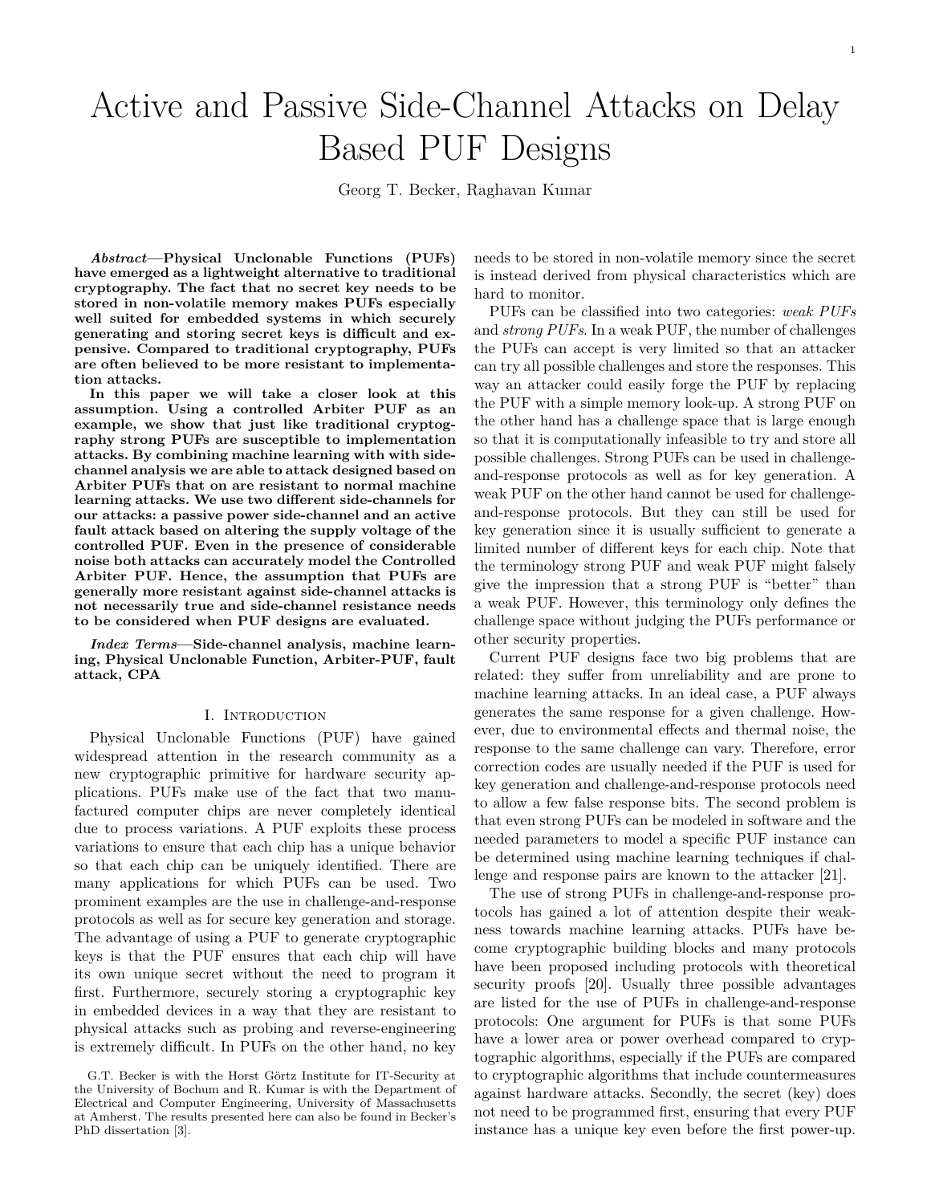# Active and Passive Side-Channel Attacks on Delay Based PUF Designs

Georg T. Becker, Raghavan Kumar

***Abstract*—Physical Unclonable Functions (PUFs) have emerged as a lightweight alternative to traditional cryptography. The fact that no secret key needs to be stored in non-volatile memory makes PUFs especially well suited for embedded systems in which securely generating and storing secret keys is difficult and expensive. Compared to traditional cryptography, PUFs are often believed to be more resistant to implementation attacks.**

**In this paper we will take a closer look at this assumption. Using a controlled Arbiter PUF as an example, we show that just like traditional cryptography strong PUFs are susceptible to implementation attacks. By combining machine learning with with side-channel analysis we are able to attack designed based on Arbiter PUFs that on are resistant to normal machine learning attacks. We use two different side-channels for our attacks: a passive power side-channel and an active fault attack based on altering the supply voltage of the controlled PUF. Even in the presence of considerable noise both attacks can accurately model the Controlled Arbiter PUF. Hence, the assumption that PUFs are generally more resistant against side-channel attacks is not necessarily true and side-channel resistance needs to be considered when PUF designs are evaluated.**

***Index Terms*—Side-channel analysis, machine learning, Physical Unclonable Function, Arbiter-PUF, fault attack, CPA**

## I. Introduction

Physical Unclonable Functions (PUF) have gained widespread attention in the research community as a new cryptographic primitive for hardware security applications. PUFs make use of the fact that two manufactured computer chips are never completely identical due to process variations. A PUF exploits these process variations to ensure that each chip has a unique behavior so that each chip can be uniquely identified. There are many applications for which PUFs can be used. Two prominent examples are the use in challenge-and-response protocols as well as for secure key generation and storage. The advantage of using a PUF to generate cryptographic keys is that the PUF ensures that each chip will have its own unique secret without the need to program it first. Furthermore, securely storing a cryptographic key in embedded devices in a way that they are resistant to physical attacks such as probing and reverse-engineering is extremely difficult. In PUFs on the other hand, no key needs to be stored in non-volatile memory since the secret is instead derived from physical characteristics which are hard to monitor.

PUFs can be classified into two categories: *weak PUFs* and *strong PUFs*. In a weak PUF, the number of challenges the PUFs can accept is very limited so that an attacker can try all possible challenges and store the responses. This way an attacker could easily forge the PUF by replacing the PUF with a simple memory look-up. A strong PUF on the other hand has a challenge space that is large enough so that it is computationally infeasible to try and store all possible challenges. Strong PUFs can be used in challenge-and-response protocols as well as for key generation. A weak PUF on the other hand cannot be used for challenge-and-response protocols. But they can still be used for key generation since it is usually sufficient to generate a limited number of different keys for each chip. Note that the terminology strong PUF and weak PUF might falsely give the impression that a strong PUF is "better" than a weak PUF. However, this terminology only defines the challenge space without judging the PUFs performance or other security properties.

Current PUF designs face two big problems that are related: they suffer from unreliability and are prone to machine learning attacks. In an ideal case, a PUF always generates the same response for a given challenge. However, due to environmental effects and thermal noise, the response to the same challenge can vary. Therefore, error correction codes are usually needed if the PUF is used for key generation and challenge-and-response protocols need to allow a few false response bits. The second problem is that even strong PUFs can be modeled in software and the needed parameters to model a specific PUF instance can be determined using machine learning techniques if challenge and response pairs are known to the attacker [21].

The use of strong PUFs in challenge-and-response protocols has gained a lot of attention despite their weakness towards machine learning attacks. PUFs have become cryptographic building blocks and many protocols have been proposed including protocols with theoretical security proofs [20]. Usually three possible advantages are listed for the use of PUFs in challenge-and-response protocols: One argument for PUFs is that some PUFs have a lower area or power overhead compared to cryptographic algorithms, especially if the PUFs are compared to cryptographic algorithms that include countermeasures against hardware attacks. Secondly, the secret (key) does not need to be programmed first, ensuring that every PUF instance has a unique key even before the first power-up.

G.T. Becker is with the Horst Görtz Institute for IT-Security at the University of Bochum and R. Kumar is with the Department of Electrical and Computer Engineering, University of Massachusetts at Amherst. The results presented here can also be found in Becker's PhD dissertation [3].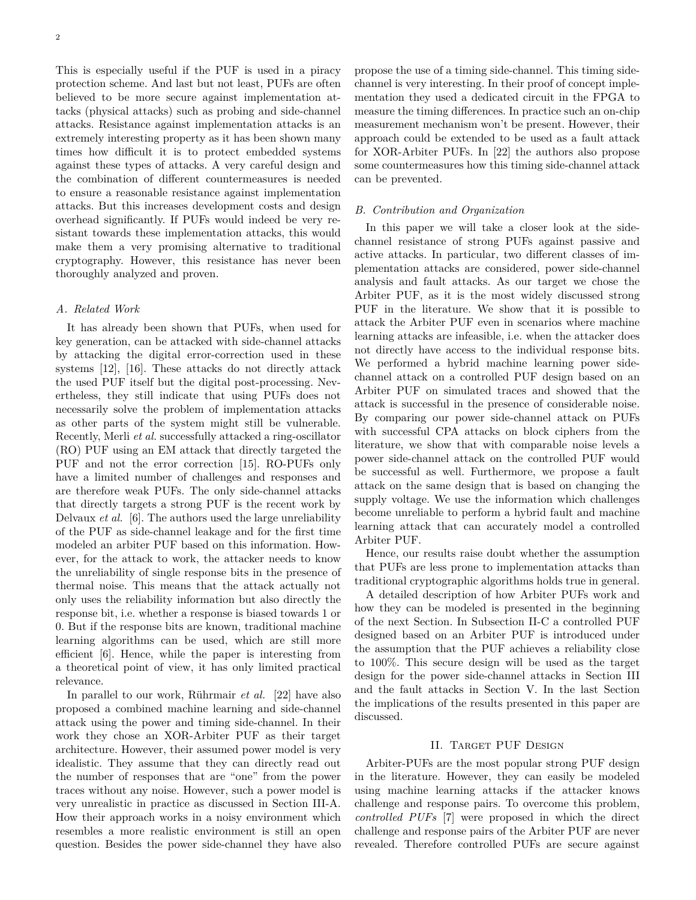This is especially useful if the PUF is used in a piracy protection scheme. And last but not least, PUFs are often believed to be more secure against implementation attacks (physical attacks) such as probing and side-channel attacks. Resistance against implementation attacks is an extremely interesting property as it has been shown many times how difficult it is to protect embedded systems against these types of attacks. A very careful design and the combination of different countermeasures is needed to ensure a reasonable resistance against implementation attacks. But this increases development costs and design overhead significantly. If PUFs would indeed be very resistant towards these implementation attacks, this would make them a very promising alternative to traditional cryptography. However, this resistance has never been thoroughly analyzed and proven.

### A. Related Work

It has already been shown that PUFs, when used for key generation, can be attacked with side-channel attacks by attacking the digital error-correction used in these systems [12], [16]. These attacks do not directly attack the used PUF itself but the digital post-processing. Nevertheless, they still indicate that using PUFs does not necessarily solve the problem of implementation attacks as other parts of the system might still be vulnerable. Recently, Merli *et al.* successfully attacked a ring-oscillator (RO) PUF using an EM attack that directly targeted the PUF and not the error correction [15]. RO-PUFs only have a limited number of challenges and responses and are therefore weak PUFs. The only side-channel attacks that directly targets a strong PUF is the recent work by Delvaux *et al.* [6]. The authors used the large unreliability of the PUF as side-channel leakage and for the first time modeled an arbiter PUF based on this information. However, for the attack to work, the attacker needs to know the unreliability of single response bits in the presence of thermal noise. This means that the attack actually not only uses the reliability information but also directly the response bit, i.e. whether a response is biased towards 1 or 0. But if the response bits are known, traditional machine learning algorithms can be used, which are still more efficient [6]. Hence, while the paper is interesting from a theoretical point of view, it has only limited practical relevance.

In parallel to our work, Rührmair *et al.* [22] have also proposed a combined machine learning and side-channel attack using the power and timing side-channel. In their work they chose an XOR-Arbiter PUF as their target architecture. However, their assumed power model is very idealistic. They assume that they can directly read out the number of responses that are "one" from the power traces without any noise. However, such a power model is very unrealistic in practice as discussed in Section III-A. How their approach works in a noisy environment which resembles a more realistic environment is still an open question. Besides the power side-channel they have also propose the use of a timing side-channel. This timing side-channel is very interesting. In their proof of concept implementation they used a dedicated circuit in the FPGA to measure the timing differences. In practice such an on-chip measurement mechanism won't be present. However, their approach could be extended to be used as a fault attack for XOR-Arbiter PUFs. In [22] the authors also propose some countermeasures how this timing side-channel attack can be prevented.

### B. Contribution and Organization

In this paper we will take a closer look at the side-channel resistance of strong PUFs against passive and active attacks. In particular, two different classes of implementation attacks are considered, power side-channel analysis and fault attacks. As our target we chose the Arbiter PUF, as it is the most widely discussed strong PUF in the literature. We show that it is possible to attack the Arbiter PUF even in scenarios where machine learning attacks are infeasible, i.e. when the attacker does not directly have access to the individual response bits. We performed a hybrid machine learning power side-channel attack on a controlled PUF design based on an Arbiter PUF on simulated traces and showed that the attack is successful in the presence of considerable noise. By comparing our power side-channel attack on PUFs with successful CPA attacks on block ciphers from the literature, we show that with comparable noise levels a power side-channel attack on the controlled PUF would be successful as well. Furthermore, we propose a fault attack on the same design that is based on changing the supply voltage. We use the information which challenges become unreliable to perform a hybrid fault and machine learning attack that can accurately model a controlled Arbiter PUF.

Hence, our results raise doubt whether the assumption that PUFs are less prone to implementation attacks than traditional cryptographic algorithms holds true in general.

A detailed description of how Arbiter PUFs work and how they can be modeled is presented in the beginning of the next Section. In Subsection II-C a controlled PUF designed based on an Arbiter PUF is introduced under the assumption that the PUF achieves a reliability close to 100%. This secure design will be used as the target design for the power side-channel attacks in Section III and the fault attacks in Section V. In the last Section the implications of the results presented in this paper are discussed.

## II. Target PUF Design

Arbiter-PUFs are the most popular strong PUF design in the literature. However, they can easily be modeled using machine learning attacks if the attacker knows challenge and response pairs. To overcome this problem, *controlled PUFs* [7] were proposed in which the direct challenge and response pairs of the Arbiter PUF are never revealed. Therefore controlled PUFs are secure against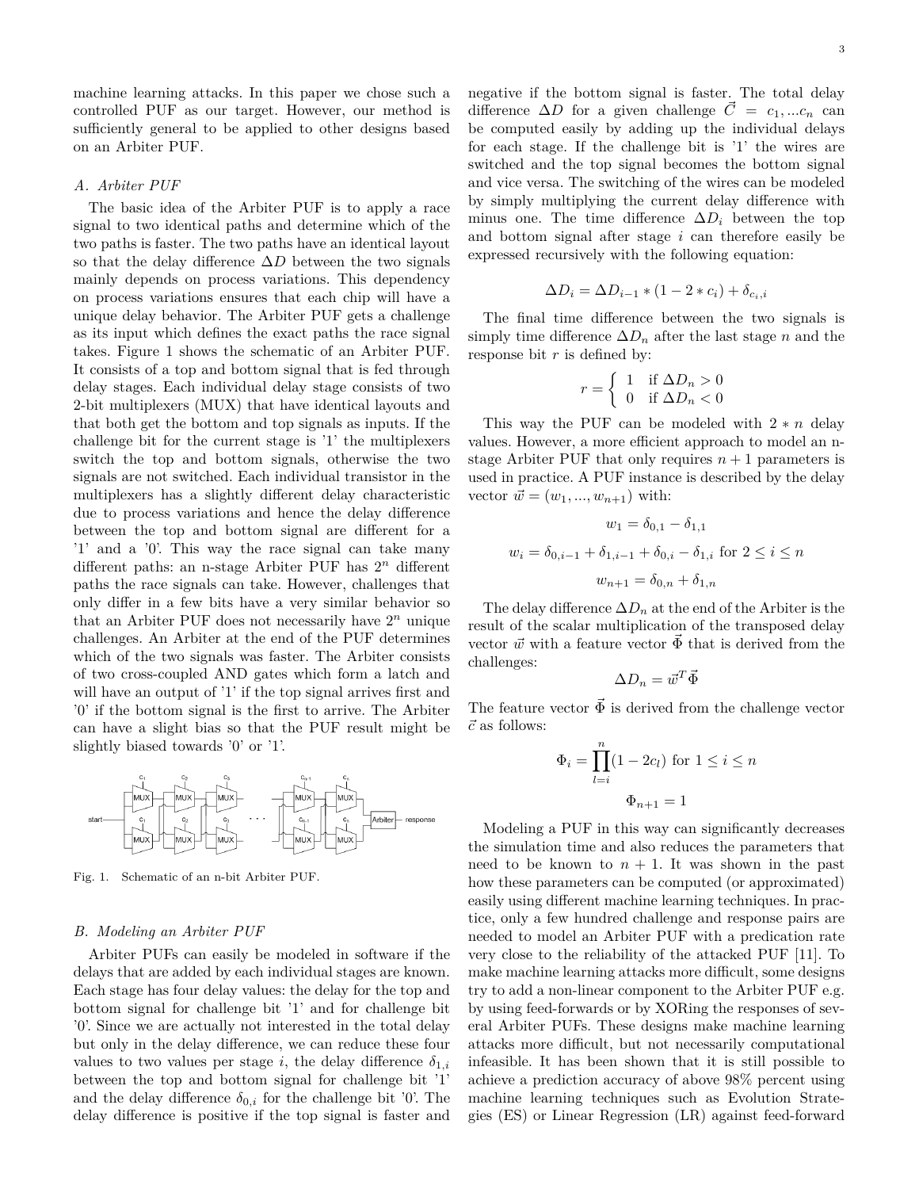machine learning attacks. In this paper we chose such a controlled PUF as our target. However, our method is sufficiently general to be applied to other designs based on an Arbiter PUF.

### *A. Arbiter PUF*

The basic idea of the Arbiter PUF is to apply a race signal to two identical paths and determine which of the two paths is faster. The two paths have an identical layout so that the delay difference $\Delta D$ between the two signals mainly depends on process variations. This dependency on process variations ensures that each chip will have a unique delay behavior. The Arbiter PUF gets a challenge as its input which defines the exact paths the race signal takes. Figure 1 shows the schematic of an Arbiter PUF. It consists of a top and bottom signal that is fed through delay stages. Each individual delay stage consists of two 2-bit multiplexers (MUX) that have identical layouts and that both get the bottom and top signals as inputs. If the challenge bit for the current stage is '1' the multiplexers switch the top and bottom signals, otherwise the two signals are not switched. Each individual transistor in the multiplexers has a slightly different delay characteristic due to process variations and hence the delay difference between the top and bottom signal are different for a '1' and a '0'. This way the race signal can take many different paths: an n-stage Arbiter PUF has $2^n$ different paths the race signals can take. However, challenges that only differ in a few bits have a very similar behavior so that an Arbiter PUF does not necessarily have $2^n$ unique challenges. An Arbiter at the end of the PUF determines which of the two signals was faster. The Arbiter consists of two cross-coupled AND gates which form a latch and will have an output of '1' if the top signal arrives first and '0' if the bottom signal is the first to arrive. The Arbiter can have a slight bias so that the PUF result might be slightly biased towards '0' or '1'.

Fig. 1. Schematic of an n-bit Arbiter PUF.

### *B. Modeling an Arbiter PUF*

Arbiter PUFs can easily be modeled in software if the delays that are added by each individual stages are known. Each stage has four delay values: the delay for the top and bottom signal for challenge bit '1' and for challenge bit '0'. Since we are actually not interested in the total delay but only in the delay difference, we can reduce these four values to two values per stage $i$, the delay difference $\delta_{1,i}$ between the top and bottom signal for challenge bit '1' and the delay difference $\delta_{0,i}$ for the challenge bit '0'. The delay difference is positive if the top signal is faster and negative if the bottom signal is faster. The total delay difference $\Delta D$ for a given challenge $\vec{C} = c_1, ...c_n$ can be computed easily by adding up the individual delays for each stage. If the challenge bit is '1' the wires are switched and the top signal becomes the bottom signal and vice versa. The switching of the wires can be modeled by simply multiplying the current delay difference with minus one. The time difference $\Delta D_i$ between the top and bottom signal after stage $i$ can therefore easily be expressed recursively with the following equation:

$$\Delta D_i = \Delta D_{i-1} * (1 - 2 * c_i) + \delta_{c_i,i}$$

The final time difference between the two signals is simply time difference $\Delta D_n$ after the last stage $n$ and the response bit $r$ is defined by:

$$r = \begin{cases} 1 & \text{if } \Delta D_n > 0 \\ 0 & \text{if } \Delta D_n < 0 \end{cases}$$

This way the PUF can be modeled with $2 * n$ delay values. However, a more efficient approach to model an n-stage Arbiter PUF that only requires $n + 1$ parameters is used in practice. A PUF instance is described by the delay vector $\vec{w} = (w_1, ..., w_{n+1})$ with:

$$w_1 = \delta_{0,1} - \delta_{1,1}$$

$$w_i = \delta_{0,i-1} + \delta_{1,i-1} + \delta_{0,i} - \delta_{1,i} \text{ for } 2 \leq i \leq n$$

$$w_{n+1} = \delta_{0,n} + \delta_{1,n}$$

The delay difference $\Delta D_n$ at the end of the Arbiter is the result of the scalar multiplication of the transposed delay vector $\vec{w}$ with a feature vector $\vec{\Phi}$ that is derived from the challenges:

$$\Delta D_n = \vec{w}^T \vec{\Phi}$$

The feature vector $\vec{\Phi}$ is derived from the challenge vector $\vec{c}$ as follows:

$$\Phi_i = \prod_{l=i}^{n} (1 - 2c_l) \text{ for } 1 \leq i \leq n$$

$$\Phi_{n+1} = 1$$

Modeling a PUF in this way can significantly decreases the simulation time and also reduces the parameters that need to be known to $n + 1$. It was shown in the past how these parameters can be computed (or approximated) easily using different machine learning techniques. In practice, only a few hundred challenge and response pairs are needed to model an Arbiter PUF with a predication rate very close to the reliability of the attacked PUF [11]. To make machine learning attacks more difficult, some designs try to add a non-linear component to the Arbiter PUF e.g. by using feed-forwards or by XORing the responses of several Arbiter PUFs. These designs make machine learning attacks more difficult, but not necessarily computational infeasible. It has been shown that it is still possible to achieve a prediction accuracy of above 98% percent using machine learning techniques such as Evolution Strategies (ES) or Linear Regression (LR) against feed-forward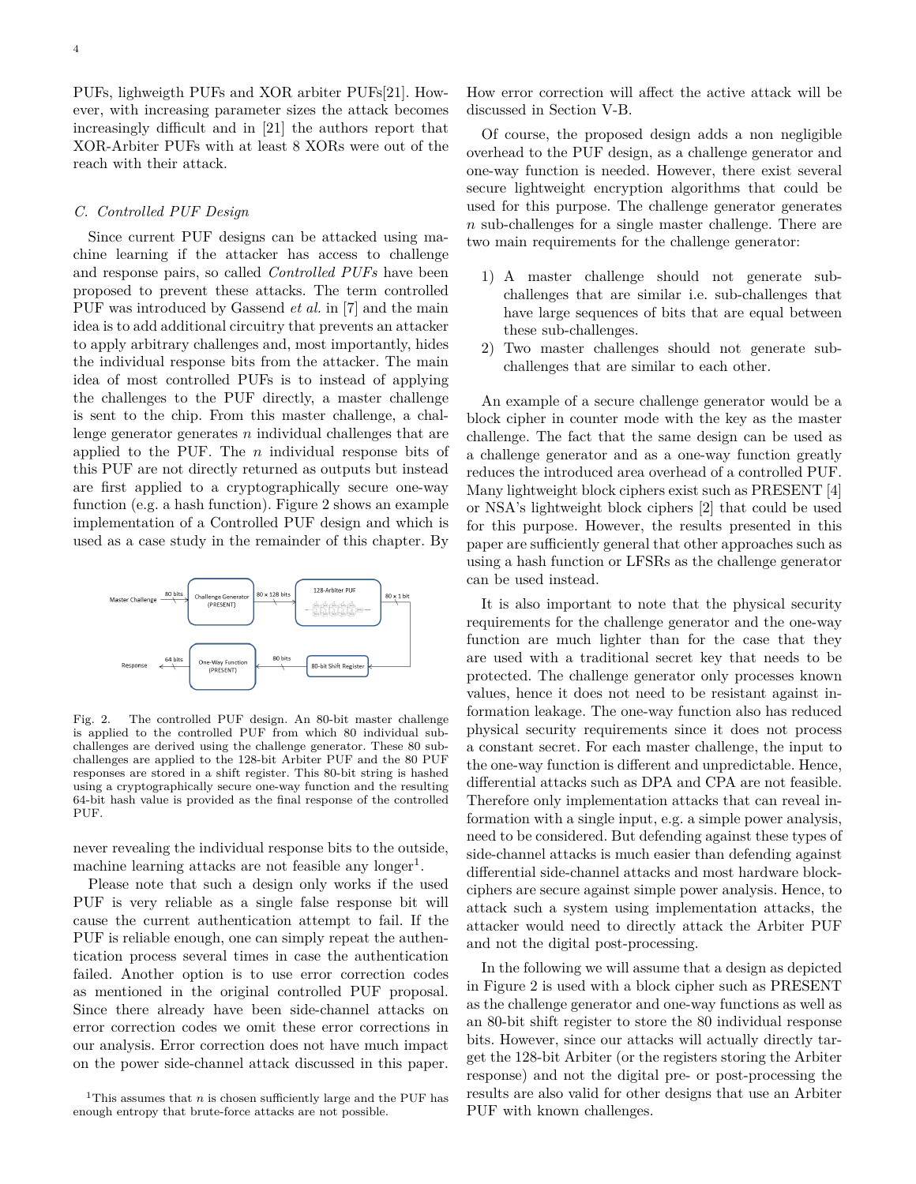PUFs, lighweigth PUFs and XOR arbiter PUFs[21]. However, with increasing parameter sizes the attack becomes increasingly difficult and in [21] the authors report that XOR-Arbiter PUFs with at least 8 XORs were out of the reach with their attack.

### C. Controlled PUF Design

Since current PUF designs can be attacked using machine learning if the attacker has access to challenge and response pairs, so called *Controlled PUFs* have been proposed to prevent these attacks. The term controlled PUF was introduced by Gassend *et al.* in [7] and the main idea is to add additional circuitry that prevents an attacker to apply arbitrary challenges and, most importantly, hides the individual response bits from the attacker. The main idea of most controlled PUFs is to instead of applying the challenges to the PUF directly, a master challenge is sent to the chip. From this master challenge, a challenge generator generates $n$ individual challenges that are applied to the PUF. The $n$ individual response bits of this PUF are not directly returned as outputs but instead are first applied to a cryptographically secure one-way function (e.g. a hash function). Figure 2 shows an example implementation of a Controlled PUF design and which is used as a case study in the remainder of this chapter. By never revealing the individual response bits to the outside, machine learning attacks are not feasible any longer[1].

Fig. 2. The controlled PUF design. An 80-bit master challenge is applied to the controlled PUF from which 80 individual sub-challenges are derived using the challenge generator. These 80 sub-challenges are applied to the 128-bit Arbiter PUF and the 80 PUF responses are stored in a shift register. This 80-bit string is hashed using a cryptographically secure one-way function and the resulting 64-bit hash value is provided as the final response of the controlled PUF.

Please note that such a design only works if the used PUF is very reliable as a single false response bit will cause the current authentication attempt to fail. If the PUF is reliable enough, one can simply repeat the authentication process several times in case the authentication failed. Another option is to use error correction codes as mentioned in the original controlled PUF proposal. Since there already have been side-channel attacks on error correction codes we omit these error corrections in our analysis. Error correction does not have much impact on the power side-channel attack discussed in this paper. How error correction will affect the active attack will be discussed in Section V-B.

Of course, the proposed design adds a non negligible overhead to the PUF design, as a challenge generator and one-way function is needed. However, there exist several secure lightweight encryption algorithms that could be used for this purpose. The challenge generator generates $n$ sub-challenges for a single master challenge. There are two main requirements for the challenge generator:

1) A master challenge should not generate sub-challenges that are similar i.e. sub-challenges that have large sequences of bits that are equal between these sub-challenges.
2) Two master challenges should not generate sub-challenges that are similar to each other.

An example of a secure challenge generator would be a block cipher in counter mode with the key as the master challenge. The fact that the same design can be used as a challenge generator and as a one-way function greatly reduces the introduced area overhead of a controlled PUF. Many lightweight block ciphers exist such as PRESENT [4] or NSA's lightweight block ciphers [2] that could be used for this purpose. However, the results presented in this paper are sufficiently general that other approaches such as using a hash function or LFSRs as the challenge generator can be used instead.

It is also important to note that the physical security requirements for the challenge generator and the one-way function are much lighter than for the case that they are used with a traditional secret key that needs to be protected. The challenge generator only processes known values, hence it does not need to be resistant against information leakage. The one-way function also has reduced physical security requirements since it does not process a constant secret. For each master challenge, the input to the one-way function is different and unpredictable. Hence, differential attacks such as DPA and CPA are not feasible. Therefore only implementation attacks that can reveal information with a single input, e.g. a simple power analysis, need to be considered. But defending against these types of side-channel attacks is much easier than defending against differential side-channel attacks and most hardware block-ciphers are secure against simple power analysis. Hence, to attack such a system using implementation attacks, the attacker would need to directly attack the Arbiter PUF and not the digital post-processing.

In the following we will assume that a design as depicted in Figure 2 is used with a block cipher such as PRESENT as the challenge generator and one-way functions as well as an 80-bit shift register to store the 80 individual response bits. However, since our attacks will actually directly target the 128-bit Arbiter (or the registers storing the Arbiter response) and not the digital pre- or post-processing the results are also valid for other designs that use an Arbiter PUF with known challenges.

[1] This assumes that $n$ is chosen sufficiently large and the PUF has enough entropy that brute-force attacks are not possible.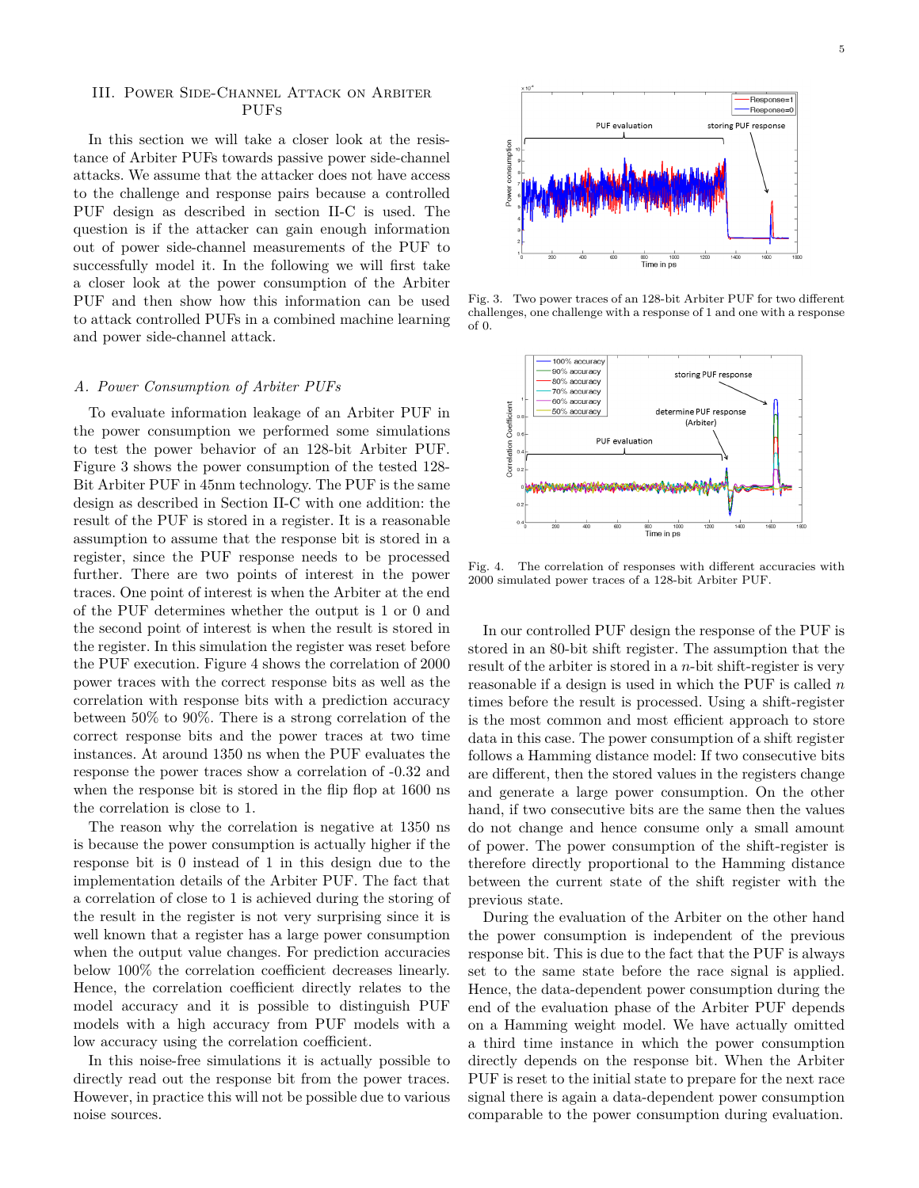## III. Power Side-Channel Attack on Arbiter PUFs

In this section we will take a closer look at the resistance of Arbiter PUFs towards passive power side-channel attacks. We assume that the attacker does not have access to the challenge and response pairs because a controlled PUF design as described in section II-C is used. The question is if the attacker can gain enough information out of power side-channel measurements of the PUF to successfully model it. In the following we will first take a closer look at the power consumption of the Arbiter PUF and then show how this information can be used to attack controlled PUFs in a combined machine learning and power side-channel attack.

### *A. Power Consumption of Arbiter PUFs*

To evaluate information leakage of an Arbiter PUF in the power consumption we performed some simulations to test the power behavior of an 128-bit Arbiter PUF. Figure 3 shows the power consumption of the tested 128-Bit Arbiter PUF in 45nm technology. The PUF is the same design as described in Section II-C with one addition: the result of the PUF is stored in a register. It is a reasonable assumption to assume that the response bit is stored in a register, since the PUF response needs to be processed further. There are two points of interest in the power traces. One point of interest is when the Arbiter at the end of the PUF determines whether the output is 1 or 0 and the second point of interest is when the result is stored in the register. In this simulation the register was reset before the PUF execution. Figure 4 shows the correlation of 2000 power traces with the correct response bits as well as the correlation with response bits with a prediction accuracy between 50% to 90%. There is a strong correlation of the correct response bits and the power traces at two time instances. At around 1350 ns when the PUF evaluates the response the power traces show a correlation of -0.32 and when the response bit is stored in the flip flop at 1600 ns the correlation is close to 1.

The reason why the correlation is negative at 1350 ns is because the power consumption is actually higher if the response bit is 0 instead of 1 in this design due to the implementation details of the Arbiter PUF. The fact that a correlation of close to 1 is achieved during the storing of the result in the register is not very surprising since it is well known that a register has a large power consumption when the output value changes. For prediction accuracies below 100% the correlation coefficient decreases linearly. Hence, the correlation coefficient directly relates to the model accuracy and it is possible to distinguish PUF models with a high accuracy from PUF models with a low accuracy using the correlation coefficient.

In this noise-free simulations it is actually possible to directly read out the response bit from the power traces. However, in practice this will not be possible due to various noise sources.

Fig. 3. Two power traces of an 128-bit Arbiter PUF for two different challenges, one challenge with a response of 1 and one with a response of 0.

Fig. 4. The correlation of responses with different accuracies with 2000 simulated power traces of a 128-bit Arbiter PUF.

In our controlled PUF design the response of the PUF is stored in an 80-bit shift register. The assumption that the result of the arbiter is stored in a $n$-bit shift-register is very reasonable if a design is used in which the PUF is called $n$ times before the result is processed. Using a shift-register is the most common and most efficient approach to store data in this case. The power consumption of a shift register follows a Hamming distance model: If two consecutive bits are different, then the stored values in the registers change and generate a large power consumption. On the other hand, if two consecutive bits are the same then the values do not change and hence consume only a small amount of power. The power consumption of the shift-register is therefore directly proportional to the Hamming distance between the current state of the shift register with the previous state.

During the evaluation of the Arbiter on the other hand the power consumption is independent of the previous response bit. This is due to the fact that the PUF is always set to the same state before the race signal is applied. Hence, the data-dependent power consumption during the end of the evaluation phase of the Arbiter PUF depends on a Hamming weight model. We have actually omitted a third time instance in which the power consumption directly depends on the response bit. When the Arbiter PUF is reset to the initial state to prepare for the next race signal there is again a data-dependent power consumption comparable to the power consumption during evaluation.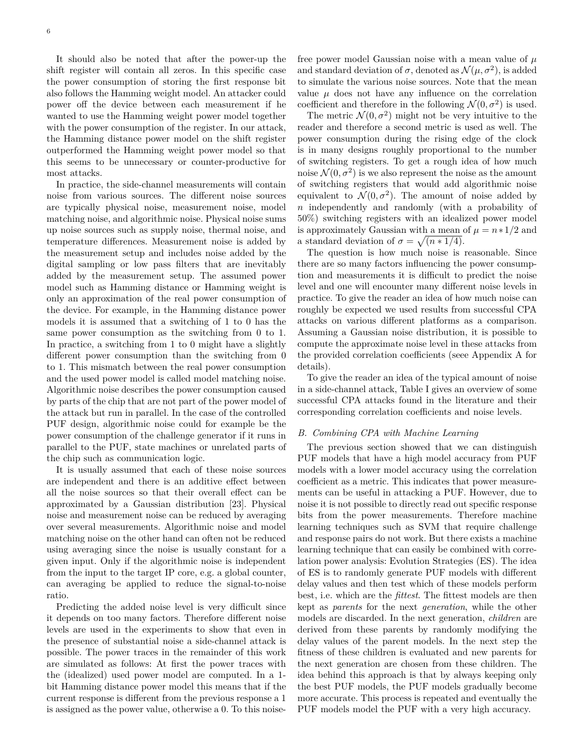It should also be noted that after the power-up the shift register will contain all zeros. In this specific case the power consumption of storing the first response bit also follows the Hamming weight model. An attacker could power off the device between each measurement if he wanted to use the Hamming weight power model together with the power consumption of the register. In our attack, the Hamming distance power model on the shift register outperformed the Hamming weight power model so that this seems to be unnecessary or counter-productive for most attacks.

In practice, the side-channel measurements will contain noise from various sources. The different noise sources are typically physical noise, measurement noise, model matching noise, and algorithmic noise. Physical noise sums up noise sources such as supply noise, thermal noise, and temperature differences. Measurement noise is added by the measurement setup and includes noise added by the digital sampling or low pass filters that are inevitably added by the measurement setup. The assumed power model such as Hamming distance or Hamming weight is only an approximation of the real power consumption of the device. For example, in the Hamming distance power models it is assumed that a switching of 1 to 0 has the same power consumption as the switching from 0 to 1. In practice, a switching from 1 to 0 might have a slightly different power consumption than the switching from 0 to 1. This mismatch between the real power consumption and the used power model is called model matching noise. Algorithmic noise describes the power consumption caused by parts of the chip that are not part of the power model of the attack but run in parallel. In the case of the controlled PUF design, algorithmic noise could for example be the power consumption of the challenge generator if it runs in parallel to the PUF, state machines or unrelated parts of the chip such as communication logic.

It is usually assumed that each of these noise sources are independent and there is an additive effect between all the noise sources so that their overall effect can be approximated by a Gaussian distribution [23]. Physical noise and measurement noise can be reduced by averaging over several measurements. Algorithmic noise and model matching noise on the other hand can often not be reduced using averaging since the noise is usually constant for a given input. Only if the algorithmic noise is independent from the input to the target IP core, e.g. a global counter, can averaging be applied to reduce the signal-to-noise ratio.

Predicting the added noise level is very difficult since it depends on too many factors. Therefore different noise levels are used in the experiments to show that even in the presence of substantial noise a side-channel attack is possible. The power traces in the remainder of this work are simulated as follows: At first the power traces with the (idealized) used power model are computed. In a 1-bit Hamming distance power model this means that if the current response is different from the previous response a 1 is assigned as the power value, otherwise a 0. To this noise-free power model Gaussian noise with a mean value of $\mu$ and standard deviation of $\sigma$, denoted as $\mathcal{N}(\mu, \sigma^2)$, is added to simulate the various noise sources. Note that the mean value $\mu$ does not have any influence on the correlation coefficient and therefore in the following $\mathcal{N}(0, \sigma^2)$ is used.

The metric $\mathcal{N}(0, \sigma^2)$ might not be very intuitive to the reader and therefore a second metric is used as well. The power consumption during the rising edge of the clock is in many designs roughly proportional to the number of switching registers. To get a rough idea of how much noise $\mathcal{N}(0, \sigma^2)$ is we also represent the noise as the amount of switching registers that would add algorithmic noise equivalent to $\mathcal{N}(0, \sigma^2)$. The amount of noise added by $n$ independently and randomly (with a probability of 50%) switching registers with an idealized power model is approximately Gaussian with a mean of $\mu = n * 1/2$ and a standard deviation of $\sigma = \sqrt{(n * 1/4)}$.

The question is how much noise is reasonable. Since there are so many factors influencing the power consumption and measurements it is difficult to predict the noise level and one will encounter many different noise levels in practice. To give the reader an idea of how much noise can roughly be expected we used results from successful CPA attacks on various different platforms as a comparison. Assuming a Gaussian noise distribution, it is possible to compute the approximate noise level in these attacks from the provided correlation coefficients (seee Appendix A for details).

To give the reader an idea of the typical amount of noise in a side-channel attack, Table I gives an overview of some successful CPA attacks found in the literature and their corresponding correlation coefficients and noise levels.

### B. Combining CPA with Machine Learning

The previous section showed that we can distinguish PUF models that have a high model accuracy from PUF models with a lower model accuracy using the correlation coefficient as a metric. This indicates that power measurements can be useful in attacking a PUF. However, due to noise it is not possible to directly read out specific response bits from the power measurements. Therefore machine learning techniques such as SVM that require challenge and response pairs do not work. But there exists a machine learning technique that can easily be combined with correlation power analysis: Evolution Strategies (ES). The idea of ES is to randomly generate PUF models with different delay values and then test which of these models perform best, i.e. which are the *fittest*. The fittest models are then kept as *parents* for the next *generation*, while the other models are discarded. In the next generation, *children* are derived from these parents by randomly modifying the delay values of the parent models. In the next step the fitness of these children is evaluated and new parents for the next generation are chosen from these children. The idea behind this approach is that by always keeping only the best PUF models, the PUF models gradually become more accurate. This process is repeated and eventually the PUF models model the PUF with a very high accuracy.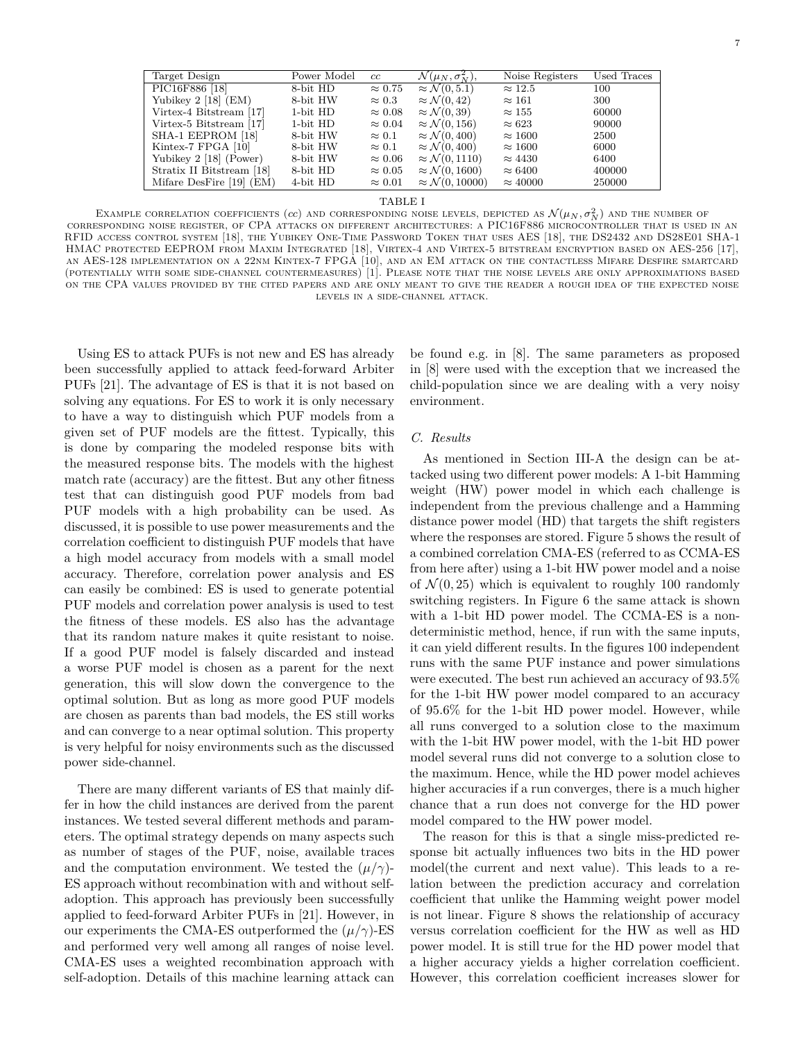| Target Design | Power Model | $cc$ | $\mathcal{N}(\mu_N, \sigma_N^2)$, | Noise Registers | Used Traces |
|---|---|---|---|---|---|
| PIC16F886 [18] | 8-bit HD | $\approx 0.75$ | $\approx \mathcal{N}(0, 5.1)$ | $\approx 12.5$ | 100 |
| Yubikey 2 [18] (EM) | 8-bit HW | $\approx 0.3$ | $\approx \mathcal{N}(0, 42)$ | $\approx 161$ | 300 |
| Virtex-4 Bitstream [17] | 1-bit HD | $\approx 0.08$ | $\approx \mathcal{N}(0, 39)$ | $\approx 155$ | 60000 |
| Virtex-5 Bitstream [17] | 1-bit HD | $\approx 0.04$ | $\approx \mathcal{N}(0, 156)$ | $\approx 623$ | 90000 |
| SHA-1 EEPROM [18] | 8-bit HW | $\approx 0.1$ | $\approx \mathcal{N}(0, 400)$ | $\approx 1600$ | 2500 |
| Kintex-7 FPGA [10] | 8-bit HW | $\approx 0.1$ | $\approx \mathcal{N}(0, 400)$ | $\approx 1600$ | 6000 |
| Yubikey 2 [18] (Power) | 8-bit HW | $\approx 0.06$ | $\approx \mathcal{N}(0, 1110)$ | $\approx 4430$ | 6400 |
| Stratix II Bitstream [18] | 8-bit HD | $\approx 0.05$ | $\approx \mathcal{N}(0, 1600)$ | $\approx 6400$ | 400000 |
| Mifare DesFire [19] (EM) | 4-bit HD | $\approx 0.01$ | $\approx \mathcal{N}(0, 10000)$ | $\approx 40000$ | 250000 |

TABLE I

Example correlation coefficients ($cc$) and corresponding noise levels, depicted as $\mathcal{N}(\mu_N, \sigma_N^2)$ and the number of corresponding noise register, of CPA attacks on different architectures: a PIC16F886 microcontroller that is used in an RFID access control system [18], the Yubikey One-Time Password Token that uses AES [18], the DS2432 and DS28E01 SHA-1 HMAC protected EEPROM from Maxim Integrated [18], Virtex-4 and Virtex-5 bitstream encryption based on AES-256 [17], an AES-128 implementation on a 22nm Kintex-7 FPGA [10], and an EM attack on the contactless Mifare Desfire smartcard (potentially with some side-channel countermeasures) [1]. Please note that the noise levels are only approximations based on the CPA values provided by the cited papers and are only meant to give the reader a rough idea of the expected noise levels in a side-channel attack.

Using ES to attack PUFs is not new and ES has already been successfully applied to attack feed-forward Arbiter PUFs [21]. The advantage of ES is that it is not based on solving any equations. For ES to work it is only necessary to have a way to distinguish which PUF models from a given set of PUF models are the fittest. Typically, this is done by comparing the modeled response bits with the measured response bits. The models with the highest match rate (accuracy) are the fittest. But any other fitness test that can distinguish good PUF models from bad PUF models with a high probability can be used. As discussed, it is possible to use power measurements and the correlation coefficient to distinguish PUF models that have a high model accuracy from models with a small model accuracy. Therefore, correlation power analysis and ES can easily be combined: ES is used to generate potential PUF models and correlation power analysis is used to test the fitness of these models. ES also has the advantage that its random nature makes it quite resistant to noise. If a good PUF model is falsely discarded and instead a worse PUF model is chosen as a parent for the next generation, this will slow down the convergence to the optimal solution. But as long as more good PUF models are chosen as parents than bad models, the ES still works and can converge to a near optimal solution. This property is very helpful for noisy environments such as the discussed power side-channel.

There are many different variants of ES that mainly differ in how the child instances are derived from the parent instances. We tested several different methods and parameters. The optimal strategy depends on many aspects such as number of stages of the PUF, noise, available traces and the computation environment. We tested the $(\mu/\gamma)$-ES approach without recombination with and without self-adoption. This approach has previously been successfully applied to feed-forward Arbiter PUFs in [21]. However, in our experiments the CMA-ES outperformed the $(\mu/\gamma)$-ES and performed very well among all ranges of noise level. CMA-ES uses a weighted recombination approach with self-adoption. Details of this machine learning attack can be found e.g. in [8]. The same parameters as proposed in [8] were used with the exception that we increased the child-population since we are dealing with a very noisy environment.

### C. Results

As mentioned in Section III-A the design can be attacked using two different power models: A 1-bit Hamming weight (HW) power model in which each challenge is independent from the previous challenge and a Hamming distance power model (HD) that targets the shift registers where the responses are stored. Figure 5 shows the result of a combined correlation CMA-ES (referred to as CCMA-ES from here after) using a 1-bit HW power model and a noise of $\mathcal{N}(0, 25)$ which is equivalent to roughly 100 randomly switching registers. In Figure 6 the same attack is shown with a 1-bit HD power model. The CCMA-ES is a non-deterministic method, hence, if run with the same inputs, it can yield different results. In the figures 100 independent runs with the same PUF instance and power simulations were executed. The best run achieved an accuracy of 93.5% for the 1-bit HW power model compared to an accuracy of 95.6% for the 1-bit HD power model. However, while all runs converged to a solution close to the maximum with the 1-bit HW power model, with the 1-bit HD power model several runs did not converge to a solution close to the maximum. Hence, while the HD power model achieves higher accuracies if a run converges, there is a much higher chance that a run does not converge for the HD power model compared to the HW power model.

The reason for this is that a single miss-predicted response bit actually influences two bits in the HD power model(the current and next value). This leads to a relation between the prediction accuracy and correlation coefficient that unlike the Hamming weight power model is not linear. Figure 8 shows the relationship of accuracy versus correlation coefficient for the HW as well as HD power model. It is still true for the HD power model that a higher accuracy yields a higher correlation coefficient. However, this correlation coefficient increases slower for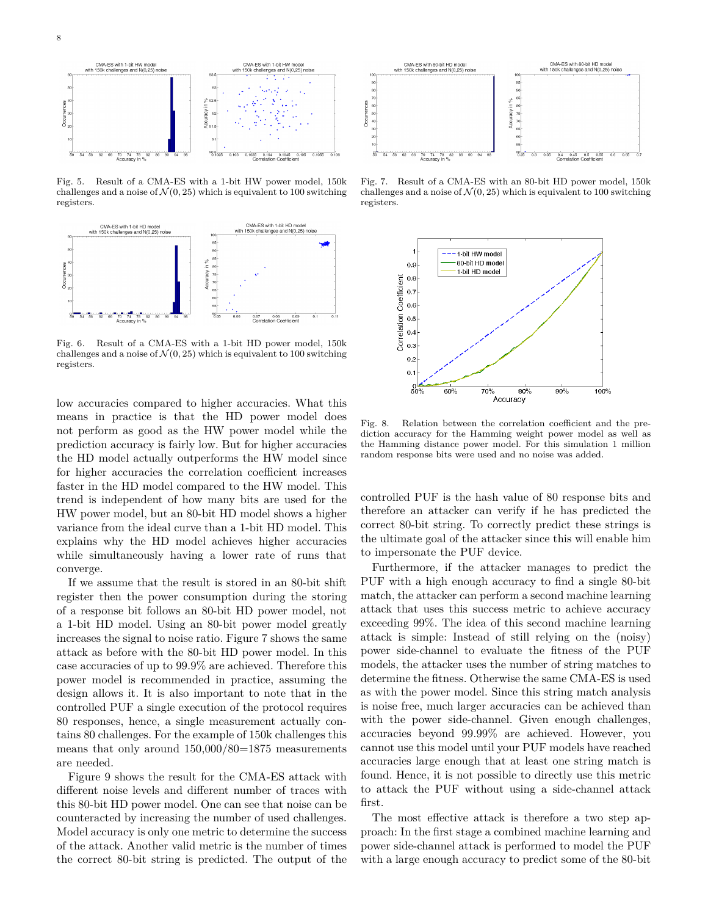Fig. 5. Result of a CMA-ES with a 1-bit HW power model, 150k challenges and a noise of $\mathcal{N}(0, 25)$ which is equivalent to 100 switching registers.

Fig. 6. Result of a CMA-ES with a 1-bit HD power model, 150k challenges and a noise of $\mathcal{N}(0, 25)$ which is equivalent to 100 switching registers.

Fig. 7. Result of a CMA-ES with an 80-bit HD power model, 150k challenges and a noise of $\mathcal{N}(0, 25)$ which is equivalent to 100 switching registers.

Fig. 8. Relation between the correlation coefficient and the prediction accuracy for the Hamming weight power model as well as the Hamming distance power model. For this simulation 1 million random response bits were used and no noise was added.

low accuracies compared to higher accuracies. What this means in practice is that the HD power model does not perform as good as the HW power model while the prediction accuracy is fairly low. But for higher accuracies the HD model actually outperforms the HW model since for higher accuracies the correlation coefficient increases faster in the HD model compared to the HW model. This trend is independent of how many bits are used for the HW power model, but an 80-bit HD model shows a higher variance from the ideal curve than a 1-bit HD model. This explains why the HD model achieves higher accuracies while simultaneously having a lower rate of runs that converge.

If we assume that the result is stored in an 80-bit shift register then the power consumption during the storing of a response bit follows an 80-bit HD power model, not a 1-bit HD model. Using an 80-bit power model greatly increases the signal to noise ratio. Figure 7 shows the same attack as before with the 80-bit HD power model. In this case accuracies of up to 99.9% are achieved. Therefore this power model is recommended in practice, assuming the design allows it. It is also important to note that in the controlled PUF a single execution of the protocol requires 80 responses, hence, a single measurement actually contains 80 challenges. For the example of 150k challenges this means that only around 150,000/80=1875 measurements are needed.

Figure 9 shows the result for the CMA-ES attack with different noise levels and different number of traces with this 80-bit HD power model. One can see that noise can be counteracted by increasing the number of used challenges. Model accuracy is only one metric to determine the success of the attack. Another valid metric is the number of times the correct 80-bit string is predicted. The output of the controlled PUF is the hash value of 80 response bits and therefore an attacker can verify if he has predicted the correct 80-bit string. To correctly predict these strings is the ultimate goal of the attacker since this will enable him to impersonate the PUF device.

Furthermore, if the attacker manages to predict the PUF with a high enough accuracy to find a single 80-bit match, the attacker can perform a second machine learning attack that uses this success metric to achieve accuracy exceeding 99%. The idea of this second machine learning attack is simple: Instead of still relying on the (noisy) power side-channel to evaluate the fitness of the PUF models, the attacker uses the number of string matches to determine the fitness. Otherwise the same CMA-ES is used as with the power model. Since this string match analysis is noise free, much larger accuracies can be achieved than with the power side-channel. Given enough challenges, accuracies beyond 99.99% are achieved. However, you cannot use this model until your PUF models have reached accuracies large enough that at least one string match is found. Hence, it is not possible to directly use this metric to attack the PUF without using a side-channel attack first.

The most effective attack is therefore a two step approach: In the first stage a combined machine learning and power side-channel attack is performed to model the PUF with a large enough accuracy to predict some of the 80-bit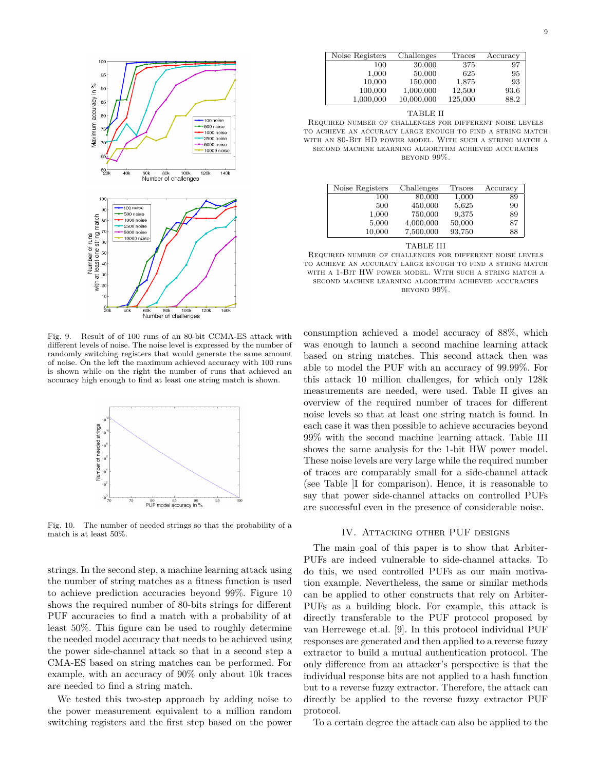Fig. 9. Result of of 100 runs of an 80-bit CCMA-ES attack with different levels of noise. The noise level is expressed by the number of randomly switching registers that would generate the same amount of noise. On the left the maximum achieved accuracy with 100 runs is shown while on the right the number of runs that achieved an accuracy high enough to find at least one string match is shown.

Fig. 10. The number of needed strings so that the probability of a match is at least 50%.

strings. In the second step, a machine learning attack using the number of string matches as a fitness function is used to achieve prediction accuracies beyond 99%. Figure 10 shows the required number of 80-bits strings for different PUF accuracies to find a match with a probability of at least 50%. This figure can be used to roughly determine the needed model accuracy that needs to be achieved using the power side-channel attack so that in a second step a CMA-ES based on string matches can be performed. For example, with an accuracy of 90% only about 10k traces are needed to find a string match.

We tested this two-step approach by adding noise to the power measurement equivalent to a million random switching registers and the first step based on the power

| Noise Registers | Challenges | Traces | Accuracy |
| --- | --- | --- | --- |
| 100 | 30,000 | 375 | 97 |
| 1,000 | 50,000 | 625 | 95 |
| 10,000 | 150,000 | 1,875 | 93 |
| 100,000 | 1,000,000 | 12,500 | 93.6 |
| 1,000,000 | 10,000,000 | 125,000 | 88.2 |

TABLE II

Required number of challenges for different noise levels to achieve an accuracy large enough to find a string match with an 80-Bit HD power model. With such a string match a second machine learning algorithm achieved accuracies beyond 99%.

| Noise Registers | Challenges | Traces | Accuracy |
| --- | --- | --- | --- |
| 100 | 80,000 | 1,000 | 89 |
| 500 | 450,000 | 5,625 | 90 |
| 1,000 | 750,000 | 9,375 | 89 |
| 5,000 | 4,000,000 | 50,000 | 87 |
| 10,000 | 7,500,000 | 93,750 | 88 |

TABLE III

Required number of challenges for different noise levels to achieve an accuracy large enough to find a string match with a 1-Bit HW power model. With such a string match a second machine learning algorithm achieved accuracies beyond 99%.

consumption achieved a model accuracy of 88%, which was enough to launch a second machine learning attack based on string matches. This second attack then was able to model the PUF with an accuracy of 99.99%. For this attack 10 million challenges, for which only 128k measurements are needed, were used. Table II gives an overview of the required number of traces for different noise levels so that at least one string match is found. In each case it was then possible to achieve accuracies beyond 99% with the second machine learning attack. Table III shows the same analysis for the 1-bit HW power model. These noise levels are very large while the required number of traces are comparably small for a side-channel attack (see Table ]I for comparison). Hence, it is reasonable to say that power side-channel attacks on controlled PUFs are successful even in the presence of considerable noise.

## IV. Attacking other PUF designs

The main goal of this paper is to show that Arbiter-PUFs are indeed vulnerable to side-channel attacks. To do this, we used controlled PUFs as our main motivation example. Nevertheless, the same or similar methods can be applied to other constructs that rely on Arbiter-PUFs as a building block. For example, this attack is directly transferable to the PUF protocol proposed by van Herrewege et.al. [9]. In this protocol individual PUF responses are generated and then applied to a reverse fuzzy extractor to build a mutual authentication protocol. The only difference from an attacker's perspective is that the individual response bits are not applied to a hash function but to a reverse fuzzy extractor. Therefore, the attack can directly be applied to the reverse fuzzy extractor PUF protocol.

To a certain degree the attack can also be applied to the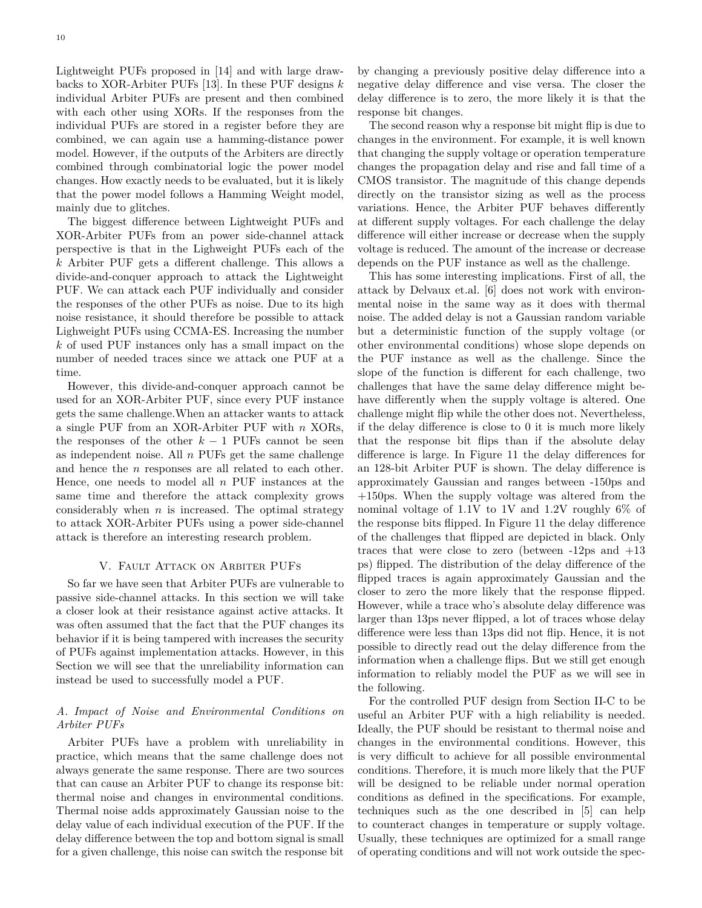Lightweight PUFs proposed in [14] and with large drawbacks to XOR-Arbiter PUFs [13]. In these PUF designs $k$ individual Arbiter PUFs are present and then combined with each other using XORs. If the responses from the individual PUFs are stored in a register before they are combined, we can again use a hamming-distance power model. However, if the outputs of the Arbiters are directly combined through combinatorial logic the power model changes. How exactly needs to be evaluated, but it is likely that the power model follows a Hamming Weight model, mainly due to glitches.

The biggest difference between Lightweight PUFs and XOR-Arbiter PUFs from an power side-channel attack perspective is that in the Lighweight PUFs each of the $k$ Arbiter PUF gets a different challenge. This allows a divide-and-conquer approach to attack the Lightweight PUF. We can attack each PUF individually and consider the responses of the other PUFs as noise. Due to its high noise resistance, it should therefore be possible to attack Lighweight PUFs using CCMA-ES. Increasing the number $k$ of used PUF instances only has a small impact on the number of needed traces since we attack one PUF at a time.

However, this divide-and-conquer approach cannot be used for an XOR-Arbiter PUF, since every PUF instance gets the same challenge.When an attacker wants to attack a single PUF from an XOR-Arbiter PUF with $n$ XORs, the responses of the other $k-1$ PUFs cannot be seen as independent noise. All $n$ PUFs get the same challenge and hence the $n$ responses are all related to each other. Hence, one needs to model all $n$ PUF instances at the same time and therefore the attack complexity grows considerably when $n$ is increased. The optimal strategy to attack XOR-Arbiter PUFs using a power side-channel attack is therefore an interesting research problem.

## V. Fault Attack on Arbiter PUFs

So far we have seen that Arbiter PUFs are vulnerable to passive side-channel attacks. In this section we will take a closer look at their resistance against active attacks. It was often assumed that the fact that the PUF changes its behavior if it is being tampered with increases the security of PUFs against implementation attacks. However, in this Section we will see that the unreliability information can instead be used to successfully model a PUF.

### A. Impact of Noise and Environmental Conditions on Arbiter PUFs

Arbiter PUFs have a problem with unreliability in practice, which means that the same challenge does not always generate the same response. There are two sources that can cause an Arbiter PUF to change its response bit: thermal noise and changes in environmental conditions. Thermal noise adds approximately Gaussian noise to the delay value of each individual execution of the PUF. If the delay difference between the top and bottom signal is small for a given challenge, this noise can switch the response bit by changing a previously positive delay difference into a negative delay difference and vise versa. The closer the delay difference is to zero, the more likely it is that the response bit changes.

The second reason why a response bit might flip is due to changes in the environment. For example, it is well known that changing the supply voltage or operation temperature changes the propagation delay and rise and fall time of a CMOS transistor. The magnitude of this change depends directly on the transistor sizing as well as the process variations. Hence, the Arbiter PUF behaves differently at different supply voltages. For each challenge the delay difference will either increase or decrease when the supply voltage is reduced. The amount of the increase or decrease depends on the PUF instance as well as the challenge.

This has some interesting implications. First of all, the attack by Delvaux et.al. [6] does not work with environmental noise in the same way as it does with thermal noise. The added delay is not a Gaussian random variable but a deterministic function of the supply voltage (or other environmental conditions) whose slope depends on the PUF instance as well as the challenge. Since the slope of the function is different for each challenge, two challenges that have the same delay difference might behave differently when the supply voltage is altered. One challenge might flip while the other does not. Nevertheless, if the delay difference is close to 0 it is much more likely that the response bit flips than if the absolute delay difference is large. In Figure 11 the delay differences for an 128-bit Arbiter PUF is shown. The delay difference is approximately Gaussian and ranges between -150ps and +150ps. When the supply voltage was altered from the nominal voltage of 1.1V to 1V and 1.2V roughly 6% of the response bits flipped. In Figure 11 the delay difference of the challenges that flipped are depicted in black. Only traces that were close to zero (between -12ps and +13 ps) flipped. The distribution of the delay difference of the flipped traces is again approximately Gaussian and the closer to zero the more likely that the response flipped. However, while a trace who's absolute delay difference was larger than 13ps never flipped, a lot of traces whose delay difference were less than 13ps did not flip. Hence, it is not possible to directly read out the delay difference from the information when a challenge flips. But we still get enough information to reliably model the PUF as we will see in the following.

For the controlled PUF design from Section II-C to be useful an Arbiter PUF with a high reliability is needed. Ideally, the PUF should be resistant to thermal noise and changes in the environmental conditions. However, this is very difficult to achieve for all possible environmental conditions. Therefore, it is much more likely that the PUF will be designed to be reliable under normal operation conditions as defined in the specifications. For example, techniques such as the one described in [5] can help to counteract changes in temperature or supply voltage. Usually, these techniques are optimized for a small range of operating conditions and will not work outside the spec-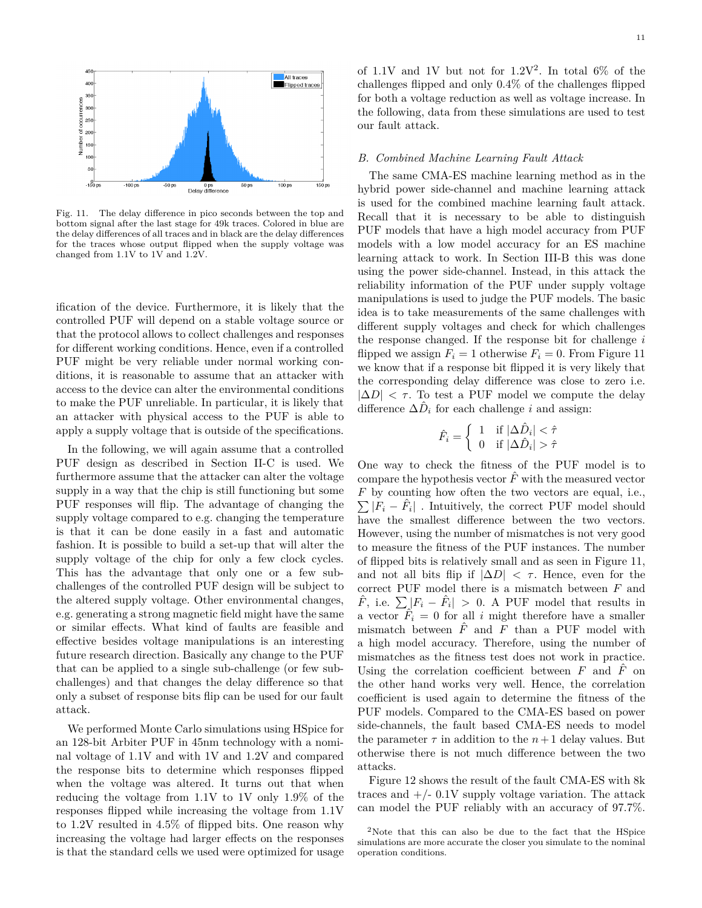Fig. 11. The delay difference in pico seconds between the top and bottom signal after the last stage for 49k traces. Colored in blue are the delay differences of all traces and in black are the delay differences for the traces whose output flipped when the supply voltage was changed from 1.1V to 1V and 1.2V.

ification of the device. Furthermore, it is likely that the controlled PUF will depend on a stable voltage source or that the protocol allows to collect challenges and responses for different working conditions. Hence, even if a controlled PUF might be very reliable under normal working conditions, it is reasonable to assume that an attacker with access to the device can alter the environmental conditions to make the PUF unreliable. In particular, it is likely that an attacker with physical access to the PUF is able to apply a supply voltage that is outside of the specifications.

In the following, we will again assume that a controlled PUF design as described in Section II-C is used. We furthermore assume that the attacker can alter the voltage supply in a way that the chip is still functioning but some PUF responses will flip. The advantage of changing the supply voltage compared to e.g. changing the temperature is that it can be done easily in a fast and automatic fashion. It is possible to build a set-up that will alter the supply voltage of the chip for only a few clock cycles. This has the advantage that only one or a few sub-challenges of the controlled PUF design will be subject to the altered supply voltage. Other environmental changes, e.g. generating a strong magnetic field might have the same or similar effects. What kind of faults are feasible and effective besides voltage manipulations is an interesting future research direction. Basically any change to the PUF that can be applied to a single sub-challenge (or few sub-challenges) and that changes the delay difference so that only a subset of response bits flip can be used for our fault attack.

We performed Monte Carlo simulations using HSpice for an 128-bit Arbiter PUF in 45nm technology with a nominal voltage of 1.1V and with 1V and 1.2V and compared the response bits to determine which responses flipped when the voltage was altered. It turns out that when reducing the voltage from 1.1V to 1V only 1.9% of the responses flipped while increasing the voltage from 1.1V to 1.2V resulted in 4.5% of flipped bits. One reason why increasing the voltage had larger effects on the responses is that the standard cells we used were optimized for usage of 1.1V and 1V but not for 1.2V[2]. In total 6% of the challenges flipped and only 0.4% of the challenges flipped for both a voltage reduction as well as voltage increase. In the following, data from these simulations are used to test our fault attack.

### B. Combined Machine Learning Fault Attack

The same CMA-ES machine learning method as in the hybrid power side-channel and machine learning attack is used for the combined machine learning fault attack. Recall that it is necessary to be able to distinguish PUF models that have a high model accuracy from PUF models with a low model accuracy for an ES machine learning attack to work. In Section III-B this was done using the power side-channel. Instead, in this attack the reliability information of the PUF under supply voltage manipulations is used to judge the PUF models. The basic idea is to take measurements of the same challenges with different supply voltages and check for which challenges the response changed. If the response bit for challenge $i$ flipped we assign $F_i = 1$ otherwise $F_i = 0$. From Figure 11 we know that if a response bit flipped it is very likely that the corresponding delay difference was close to zero i.e. $|\Delta D| < \tau$. To test a PUF model we compute the delay difference $\Delta\hat{D}_i$ for each challenge $i$ and assign:

$$\hat{F}_i = \begin{cases} 1 & \text{if } |\Delta\hat{D}_i| < \hat{\tau} \\ 0 & \text{if } |\Delta\hat{D}_i| > \hat{\tau} \end{cases}$$

One way to check the fitness of the PUF model is to compare the hypothesis vector $\hat{F}$ with the measured vector $F$ by counting how often the two vectors are equal, i.e., $\sum |F_i - \hat{F}_i|$ . Intuitively, the correct PUF model should have the smallest difference between the two vectors. However, using the number of mismatches is not very good to measure the fitness of the PUF instances. The number of flipped bits is relatively small and as seen in Figure 11, and not all bits flip if $|\Delta D| < \tau$. Hence, even for the correct PUF model there is a mismatch between $F$ and $\hat{F}$, i.e. $\sum |F_i - \hat{F}_i| > 0$. A PUF model that results in a vector $\hat{F}_i = 0$ for all $i$ might therefore have a smaller mismatch between $\hat{F}$ and $F$ than a PUF model with a high model accuracy. Therefore, using the number of mismatches as the fitness test does not work in practice. Using the correlation coefficient between $F$ and $\hat{F}$ on the other hand works very well. Hence, the correlation coefficient is used again to determine the fitness of the PUF models. Compared to the CMA-ES based on power side-channels, the fault based CMA-ES needs to model the parameter $\tau$ in addition to the $n+1$ delay values. But otherwise there is not much difference between the two attacks.

Figure 12 shows the result of the fault CMA-ES with 8k traces and +/- 0.1V supply voltage variation. The attack can model the PUF reliably with an accuracy of 97.7%.

[2] Note that this can also be due to the fact that the HSpice simulations are more accurate the closer you simulate to the nominal operation conditions.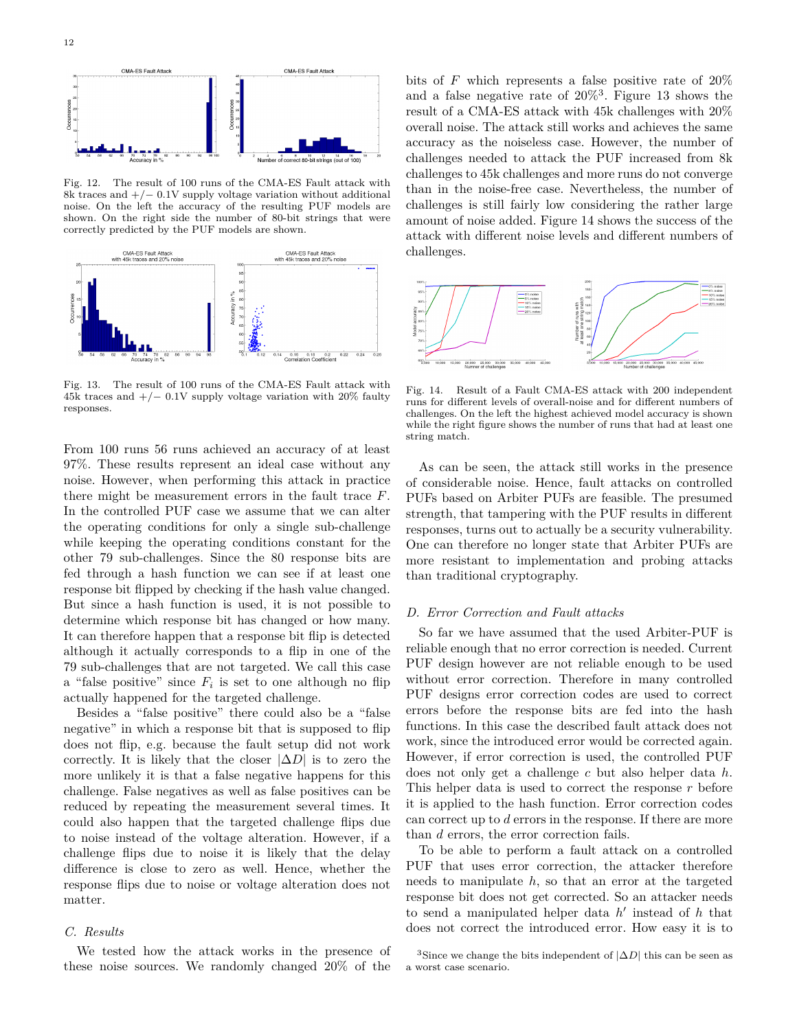Fig. 12. The result of 100 runs of the CMA-ES Fault attack with 8k traces and +/− 0.1V supply voltage variation without additional noise. On the left the accuracy of the resulting PUF models are shown. On the right side the number of 80-bit strings that were correctly predicted by the PUF models are shown.

Fig. 13. The result of 100 runs of the CMA-ES Fault attack with 45k traces and +/− 0.1V supply voltage variation with 20% faulty responses.

From 100 runs 56 runs achieved an accuracy of at least 97%. These results represent an ideal case without any noise. However, when performing this attack in practice there might be measurement errors in the fault trace $F$. In the controlled PUF case we assume that we can alter the operating conditions for only a single sub-challenge while keeping the operating conditions constant for the other 79 sub-challenges. Since the 80 response bits are fed through a hash function we can see if at least one response bit flipped by checking if the hash value changed. But since a hash function is used, it is not possible to determine which response bit has changed or how many. It can therefore happen that a response bit flip is detected although it actually corresponds to a flip in one of the 79 sub-challenges that are not targeted. We call this case a "false positive" since $F_i$ is set to one although no flip actually happened for the targeted challenge.

Besides a "false positive" there could also be a "false negative" in which a response bit that is supposed to flip does not flip, e.g. because the fault setup did not work correctly. It is likely that the closer $|\Delta D|$ is to zero the more unlikely it is that a false negative happens for this challenge. False negatives as well as false positives can be reduced by repeating the measurement several times. It could also happen that the targeted challenge flips due to noise instead of the voltage alteration. However, if a challenge flips due to noise it is likely that the delay difference is close to zero as well. Hence, whether the response flips due to noise or voltage alteration does not matter.

### C. Results

We tested how the attack works in the presence of these noise sources. We randomly changed 20% of the bits of $F$ which represents a false positive rate of 20% and a false negative rate of 20%[3]. Figure 13 shows the result of a CMA-ES attack with 45k challenges with 20% overall noise. The attack still works and achieves the same accuracy as the noiseless case. However, the number of challenges needed to attack the PUF increased from 8k challenges to 45k challenges and more runs do not converge than in the noise-free case. Nevertheless, the number of challenges is still fairly low considering the rather large amount of noise added. Figure 14 shows the success of the attack with different noise levels and different numbers of challenges.

Fig. 14. Result of a Fault CMA-ES attack with 200 independent runs for different levels of overall-noise and for different numbers of challenges. On the left the highest achieved model accuracy is shown while the right figure shows the number of runs that had at least one string match.

As can be seen, the attack still works in the presence of considerable noise. Hence, fault attacks on controlled PUFs based on Arbiter PUFs are feasible. The presumed strength, that tampering with the PUF results in different responses, turns out to actually be a security vulnerability. One can therefore no longer state that Arbiter PUFs are more resistant to implementation and probing attacks than traditional cryptography.

### D. Error Correction and Fault attacks

So far we have assumed that the used Arbiter-PUF is reliable enough that no error correction is needed. Current PUF design however are not reliable enough to be used without error correction. Therefore in many controlled PUF designs error correction codes are used to correct errors before the response bits are fed into the hash functions. In this case the described fault attack does not work, since the introduced error would be corrected again. However, if error correction is used, the controlled PUF does not only get a challenge $c$ but also helper data $h$. This helper data is used to correct the response $r$ before it is applied to the hash function. Error correction codes can correct up to $d$ errors in the response. If there are more than $d$ errors, the error correction fails.

To be able to perform a fault attack on a controlled PUF that uses error correction, the attacker therefore needs to manipulate $h$, so that an error at the targeted response bit does not get corrected. So an attacker needs to send a manipulated helper data $h'$ instead of $h$ that does not correct the introduced error. How easy it is to

[3]Since we change the bits independent of $|\Delta D|$ this can be seen as a worst case scenario.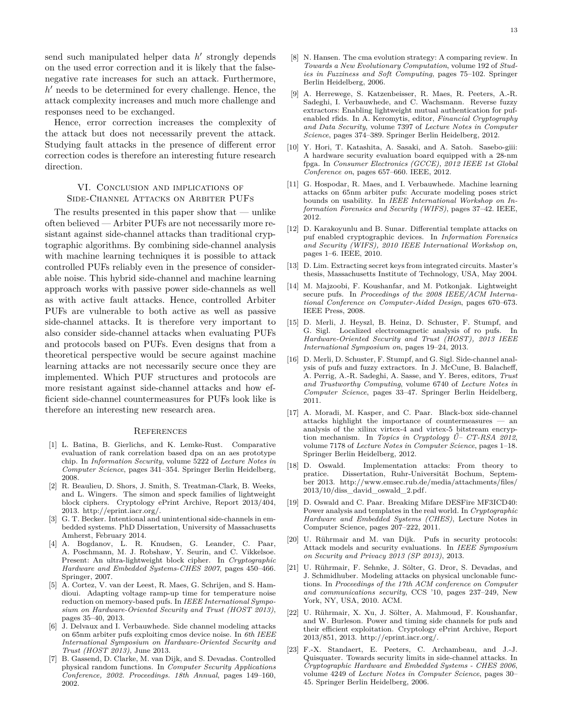send such manipulated helper data $h'$ strongly depends on the used error correction and it is likely that the false-negative rate increases for such an attack. Furthermore, $h'$ needs to be determined for every challenge. Hence, the attack complexity increases and much more challenge and responses need to be exchanged.

Hence, error correction increases the complexity of the attack but does not necessarily prevent the attack. Studying fault attacks in the presence of different error correction codes is therefore an interesting future research direction.

## VI. Conclusion and implications of Side-Channel Attacks on Arbiter PUFs

The results presented in this paper show that — unlike often believed — Arbiter PUFs are not necessarily more resistant against side-channel attacks than traditional cryptographic algorithms. By combining side-channel analysis with machine learning techniques it is possible to attack controlled PUFs reliably even in the presence of considerable noise. This hybrid side-channel and machine learning approach works with passive power side-channels as well as with active fault attacks. Hence, controlled Arbiter PUFs are vulnerable to both active as well as passive side-channel attacks. It is therefore very important to also consider side-channel attacks when evaluating PUFs and protocols based on PUFs. Even designs that from a theoretical perspective would be secure against machine learning attacks are not necessarily secure once they are implemented. Which PUF structures and protocols are more resistant against side-channel attacks and how efficient side-channel countermeasures for PUFs look like is therefore an interesting new research area.

## References

[1] L. Batina, B. Gierlichs, and K. Lemke-Rust. Comparative evaluation of rank correlation based dpa on an aes prototype chip. In *Information Security*, volume 5222 of *Lecture Notes in Computer Science*, pages 341–354. Springer Berlin Heidelberg, 2008.

[2] R. Beaulieu, D. Shors, J. Smith, S. Treatman-Clark, B. Weeks, and L. Wingers. The simon and speck families of lightweight block ciphers. Cryptology ePrint Archive, Report 2013/404, 2013. http://eprint.iacr.org/.

[3] G. T. Becker. Intentional and unintentional side-channels in embedded systems. PhD Dissertation, University of Massachusetts Amherst, February 2014.

[4] A. Bogdanov, L. R. Knudsen, G. Leander, C. Paar, A. Poschmann, M. J. Robshaw, Y. Seurin, and C. Vikkelsoe. Present: An ultra-lightweight block cipher. In *Cryptographic Hardware and Embedded Systems-CHES 2007*, pages 450–466. Springer, 2007.

[5] A. Cortez, V. van der Leest, R. Maes, G. Schrijen, and S. Hamdioui. Adapting voltage ramp-up time for temperature noise reduction on memory-based pufs. In *IEEE International Symposium on Hardware-Oriented Security and Trust (HOST 2013)*, pages 35–40, 2013.

[6] J. Delvaux and I. Verbauwhede. Side channel modeling attacks on 65nm arbiter pufs exploiting cmos device noise. In *6th IEEE International Symposium on Hardware-Oriented Security and Trust (HOST 2013)*, June 2013.

[7] B. Gassend, D. Clarke, M. van Dijk, and S. Devadas. Controlled physical random functions. In *Computer Security Applications Conference, 2002. Proceedings. 18th Annual*, pages 149–160, 2002.

[8] N. Hansen. The cma evolution strategy: A comparing review. In *Towards a New Evolutionary Computation*, volume 192 of *Studies in Fuzziness and Soft Computing*, pages 75–102. Springer Berlin Heidelberg, 2006.

[9] A. Herrewege, S. Katzenbeisser, R. Maes, R. Peeters, A.-R. Sadeghi, I. Verbauwhede, and C. Wachsmann. Reverse fuzzy extractors: Enabling lightweight mutual authentication for puf-enabled rfids. In A. Keromytis, editor, *Financial Cryptography and Data Security*, volume 7397 of *Lecture Notes in Computer Science*, pages 374–389. Springer Berlin Heidelberg, 2012.

[10] Y. Hori, T. Katashita, A. Sasaki, and A. Satoh. Sasebo-giii: A hardware security evaluation board equipped with a 28-nm fpga. In *Consumer Electronics (GCCE), 2012 IEEE 1st Global Conference on*, pages 657–660. IEEE, 2012.

[11] G. Hospodar, R. Maes, and I. Verbauwhede. Machine learning attacks on 65nm arbiter pufs: Accurate modeling poses strict bounds on usability. In *IEEE International Workshop on Information Forensics and Security (WIFS)*, pages 37–42. IEEE, 2012.

[12] D. Karakoyunlu and B. Sunar. Differential template attacks on puf enabled cryptographic devices. In *Information Forensics and Security (WIFS), 2010 IEEE International Workshop on*, pages 1–6. IEEE, 2010.

[13] D. Lim. Extracting secret keys from integrated circuits. Master's thesis, Massachusetts Institute of Technology, USA, May 2004.

[14] M. Majzoobi, F. Koushanfar, and M. Potkonjak. Lightweight secure pufs. In *Proceedings of the 2008 IEEE/ACM International Conference on Computer-Aided Design*, pages 670–673. IEEE Press, 2008.

[15] D. Merli, J. Heyszl, B. Heinz, D. Schuster, F. Stumpf, and G. Sigl. Localized electromagnetic analysis of ro pufs. In *Hardware-Oriented Security and Trust (HOST), 2013 IEEE International Symposium on*, pages 19–24, 2013.

[16] D. Merli, D. Schuster, F. Stumpf, and G. Sigl. Side-channel analysis of pufs and fuzzy extractors. In J. McCune, B. Balacheff, A. Perrig, A.-R. Sadeghi, A. Sasse, and Y. Beres, editors, *Trust and Trustworthy Computing*, volume 6740 of *Lecture Notes in Computer Science*, pages 33–47. Springer Berlin Heidelberg, 2011.

[17] A. Moradi, M. Kasper, and C. Paar. Black-box side-channel attacks highlight the importance of countermeasures — an analysis of the xilinx virtex-4 and virtex-5 bitstream encryption mechanism. In *Topics in Cryptology Ű– CT-RSA 2012*, volume 7178 of *Lecture Notes in Computer Science*, pages 1–18. Springer Berlin Heidelberg, 2012.

[18] D. Oswald. Implementation attacks: From theory to pratice. Dissertation, Ruhr-Universität Bochum, September 2013. http://www.emsec.rub.de/media/attachments/files/2013/10/diss_david_oswald_2.pdf.

[19] D. Oswald and C. Paar. Breaking Mifare DESFire MF3ICD40: Power analysis and templates in the real world. In *Cryptographic Hardware and Embedded Systems (CHES)*, Lecture Notes in Computer Science, pages 207–222, 2011.

[20] U. Rührmair and M. van Dijk. Pufs in security protocols: Attack models and security evaluations. In *IEEE Symposium on Security and Privacy 2013 (SP 2013)*, 2013.

[21] U. Rührmair, F. Sehnke, J. Sölter, G. Dror, S. Devadas, and J. Schmidhuber. Modeling attacks on physical unclonable functions. In *Proceedings of the 17th ACM conference on Computer and communications security*, CCS '10, pages 237–249, New York, NY, USA, 2010. ACM.

[22] U. Rührmair, X. Xu, J. Sölter, A. Mahmoud, F. Koushanfar, and W. Burleson. Power and timing side channels for pufs and their efficient exploitation. Cryptology ePrint Archive, Report 2013/851, 2013. http://eprint.iacr.org/.

[23] F.-X. Standaert, E. Peeters, C. Archambeau, and J.-J. Quisquater. Towards security limits in side-channel attacks. In *Cryptographic Hardware and Embedded Systems - CHES 2006*, volume 4249 of *Lecture Notes in Computer Science*, pages 30–45. Springer Berlin Heidelberg, 2006.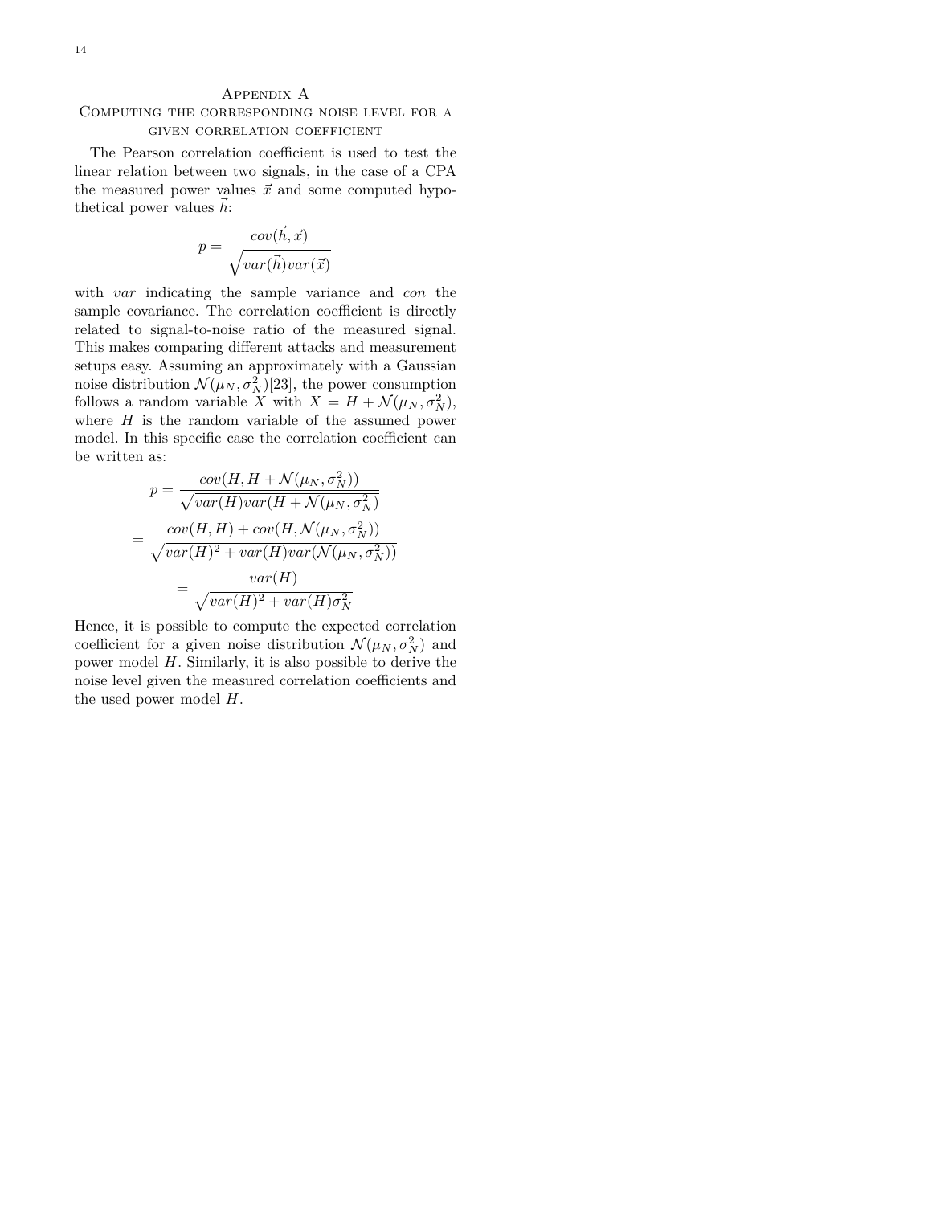## Appendix A
## Computing the corresponding noise level for a given correlation coefficient

The Pearson correlation coefficient is used to test the linear relation between two signals, in the case of a CPA the measured power values $\vec{x}$ and some computed hypothetical power values $\vec{h}$:

$$p = \frac{cov(\vec{h}, \vec{x})}{\sqrt{var(\vec{h})var(\vec{x})}}$$

with *var* indicating the sample variance and *con* the sample covariance. The correlation coefficient is directly related to signal-to-noise ratio of the measured signal. This makes comparing different attacks and measurement setups easy. Assuming an approximately with a Gaussian noise distribution $\mathcal{N}(\mu_N, \sigma_N^2)$[23], the power consumption follows a random variable $X$ with $X = H + \mathcal{N}(\mu_N, \sigma_N^2)$, where $H$ is the random variable of the assumed power model. In this specific case the correlation coefficient can be written as:

$$p = \frac{cov(H, H + \mathcal{N}(\mu_N, \sigma_N^2))}{\sqrt{var(H)var(H + \mathcal{N}(\mu_N, \sigma_N^2)}}$$

$$= \frac{cov(H, H) + cov(H, \mathcal{N}(\mu_N, \sigma_N^2))}{\sqrt{var(H)^2 + var(H)var(\mathcal{N}(\mu_N, \sigma_N^2))}}$$

$$= \frac{var(H)}{\sqrt{var(H)^2 + var(H)\sigma_N^2}}$$

Hence, it is possible to compute the expected correlation coefficient for a given noise distribution $\mathcal{N}(\mu_N, \sigma_N^2)$ and power model $H$. Similarly, it is also possible to derive the noise level given the measured correlation coefficients and the used power model $H$.